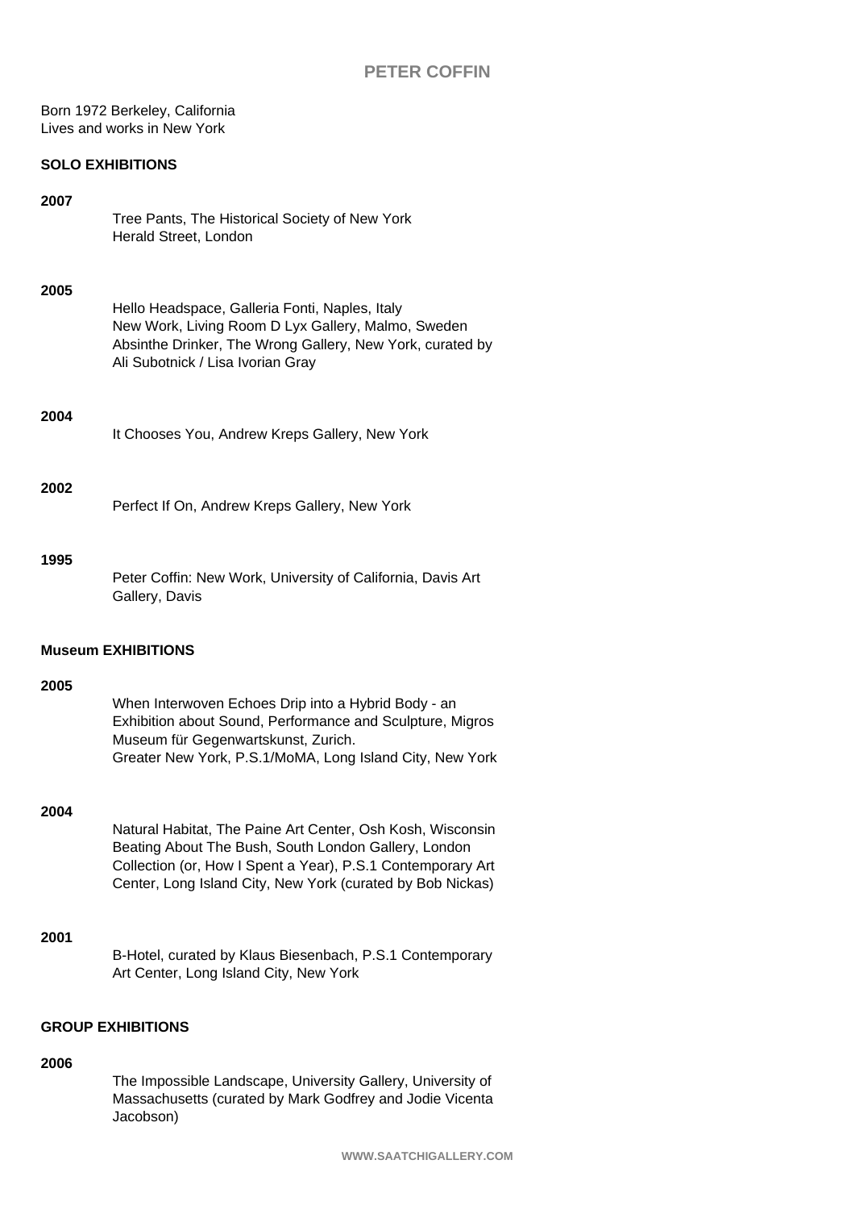# PETER COFFIN

Born 1972 Berkeley, California
Lives and works in New York

## SOLO EXHIBITIONS

**2007**

Tree Pants, The Historical Society of New York
Herald Street, London

**2005**

Hello Headspace, Galleria Fonti, Naples, Italy
New Work, Living Room D Lyx Gallery, Malmo, Sweden
Absinthe Drinker, The Wrong Gallery, New York, curated by Ali Subotnick / Lisa Ivorian Gray

**2004**

It Chooses You, Andrew Kreps Gallery, New York

**2002**

Perfect If On, Andrew Kreps Gallery, New York

**1995**

Peter Coffin: New Work, University of California, Davis Art Gallery, Davis

## Museum EXHIBITIONS

**2005**

When Interwoven Echoes Drip into a Hybrid Body - an Exhibition about Sound, Performance and Sculpture, Migros Museum für Gegenwartskunst, Zurich.
Greater New York, P.S.1/MoMA, Long Island City, New York

**2004**

Natural Habitat, The Paine Art Center, Osh Kosh, Wisconsin
Beating About The Bush, South London Gallery, London
Collection (or, How I Spent a Year), P.S.1 Contemporary Art Center, Long Island City, New York (curated by Bob Nickas)

**2001**

B-Hotel, curated by Klaus Biesenbach, P.S.1 Contemporary Art Center, Long Island City, New York

## GROUP EXHIBITIONS

**2006**

The Impossible Landscape, University Gallery, University of Massachusetts (curated by Mark Godfrey and Jodie Vicenta Jacobson)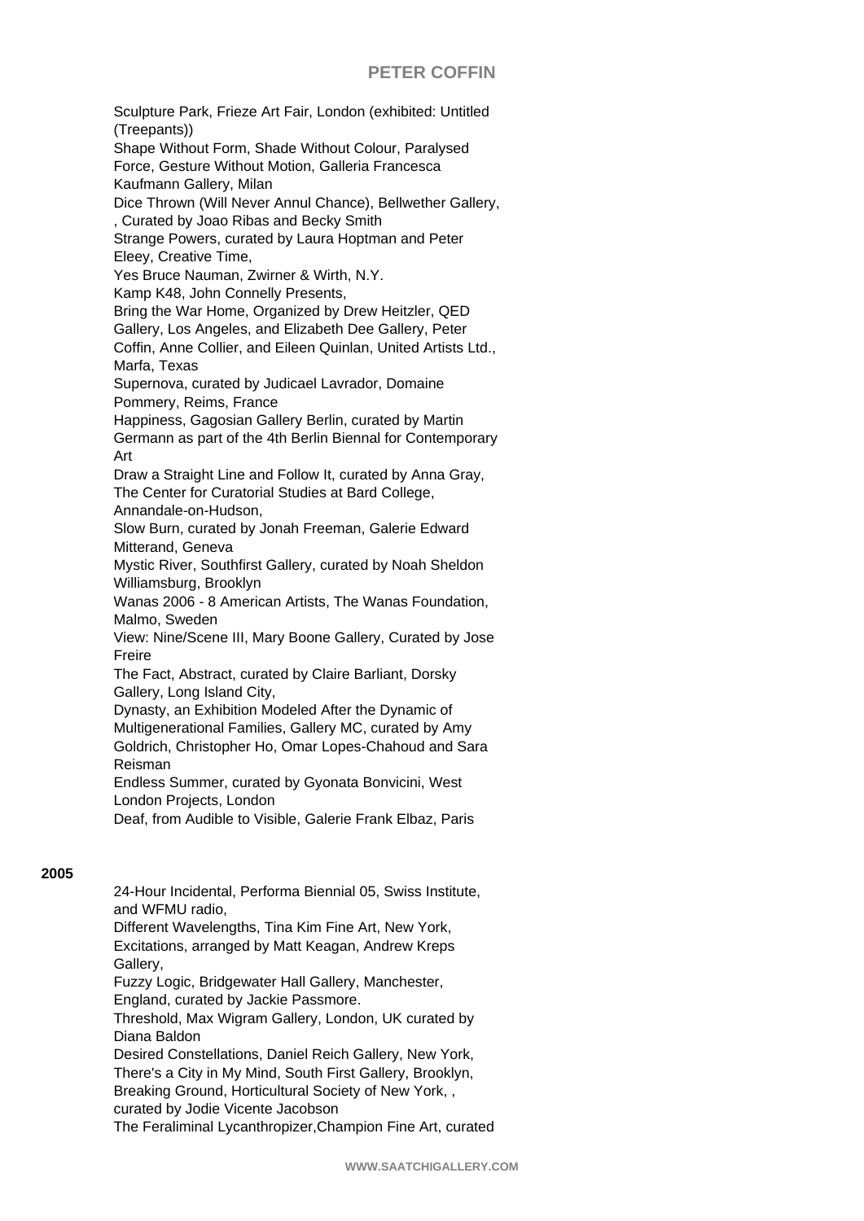Sculpture Park, Frieze Art Fair, London (exhibited: Untitled (Treepants))
Shape Without Form, Shade Without Colour, Paralysed Force, Gesture Without Motion, Galleria Francesca Kaufmann Gallery, Milan
Dice Thrown (Will Never Annul Chance), Bellwether Gallery, , Curated by Joao Ribas and Becky Smith
Strange Powers, curated by Laura Hoptman and Peter Eleey, Creative Time,
Yes Bruce Nauman, Zwirner & Wirth, N.Y.
Kamp K48, John Connelly Presents,
Bring the War Home, Organized by Drew Heitzler, QED Gallery, Los Angeles, and Elizabeth Dee Gallery, Peter Coffin, Anne Collier, and Eileen Quinlan, United Artists Ltd., Marfa, Texas
Supernova, curated by Judicael Lavrador, Domaine Pommery, Reims, France
Happiness, Gagosian Gallery Berlin, curated by Martin Germann as part of the 4th Berlin Biennal for Contemporary Art
Draw a Straight Line and Follow It, curated by Anna Gray, The Center for Curatorial Studies at Bard College, Annandale-on-Hudson,
Slow Burn, curated by Jonah Freeman, Galerie Edward Mitterand, Geneva
Mystic River, Southfirst Gallery, curated by Noah Sheldon Williamsburg, Brooklyn
Wanas 2006 - 8 American Artists, The Wanas Foundation, Malmo, Sweden
View: Nine/Scene III, Mary Boone Gallery, Curated by Jose Freire
The Fact, Abstract, curated by Claire Barliant, Dorsky Gallery, Long Island City,
Dynasty, an Exhibition Modeled After the Dynamic of Multigenerational Families, Gallery MC, curated by Amy Goldrich, Christopher Ho, Omar Lopes-Chahoud and Sara Reisman
Endless Summer, curated by Gyonata Bonvicini, West London Projects, London
Deaf, from Audible to Visible, Galerie Frank Elbaz, Paris

**2005**

24-Hour Incidental, Performa Biennial 05, Swiss Institute, and WFMU radio,
Different Wavelengths, Tina Kim Fine Art, New York,
Excitations, arranged by Matt Keagan, Andrew Kreps Gallery,
Fuzzy Logic, Bridgewater Hall Gallery, Manchester, England, curated by Jackie Passmore.
Threshold, Max Wigram Gallery, London, UK curated by Diana Baldon
Desired Constellations, Daniel Reich Gallery, New York,
There's a City in My Mind, South First Gallery, Brooklyn,
Breaking Ground, Horticultural Society of New York, , curated by Jodie Vicente Jacobson
The Feraliminal Lycanthropizer,Champion Fine Art, curated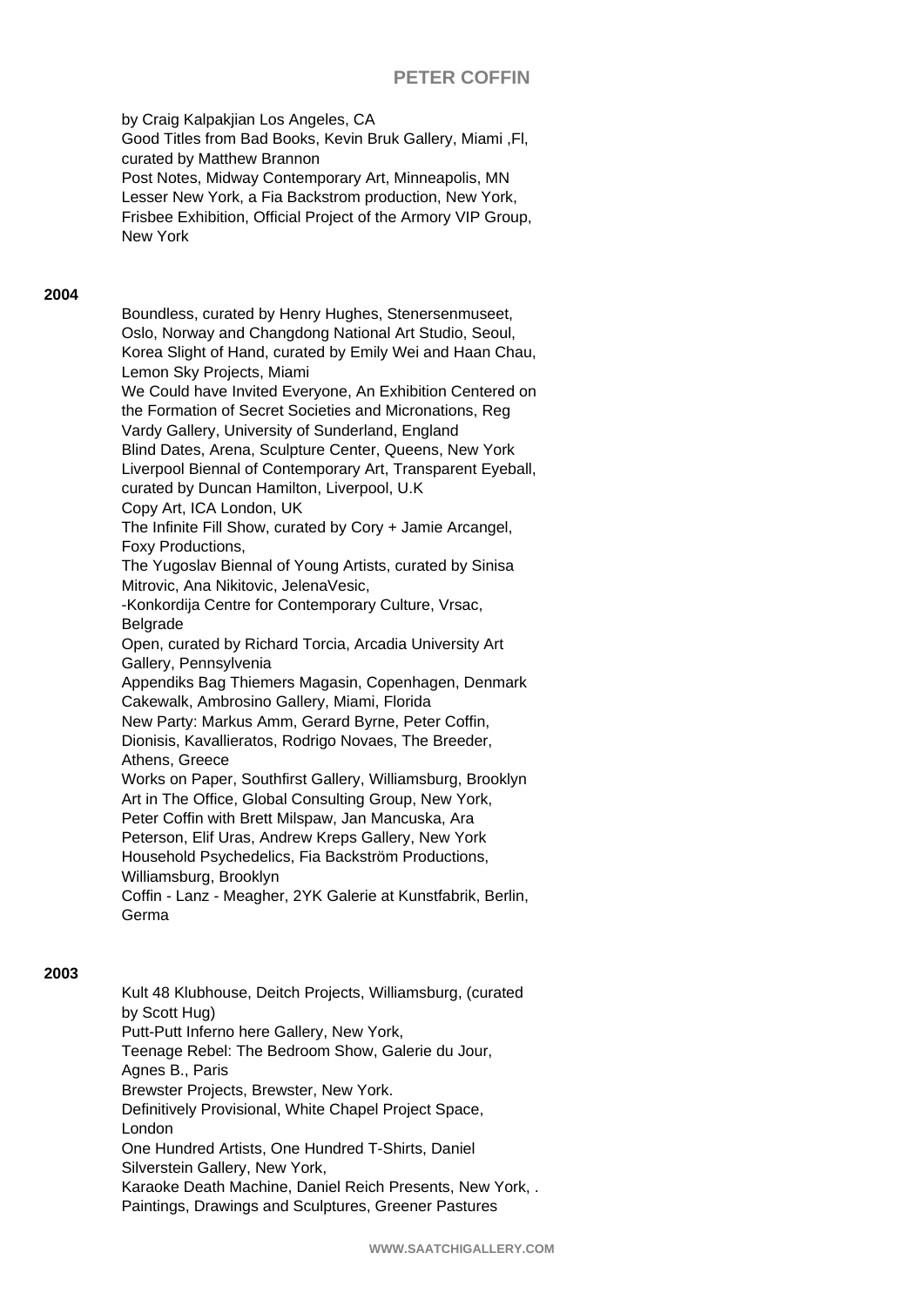by Craig Kalpakjian Los Angeles, CA
Good Titles from Bad Books, Kevin Bruk Gallery, Miami ,Fl, curated by Matthew Brannon
Post Notes, Midway Contemporary Art, Minneapolis, MN
Lesser New York, a Fia Backstrom production, New York,
Frisbee Exhibition, Official Project of the Armory VIP Group, New York

**2004**

Boundless, curated by Henry Hughes, Stenersenmuseet, Oslo, Norway and Changdong National Art Studio, Seoul, Korea Slight of Hand, curated by Emily Wei and Haan Chau, Lemon Sky Projects, Miami
We Could have Invited Everyone, An Exhibition Centered on the Formation of Secret Societies and Micronations, Reg Vardy Gallery, University of Sunderland, England
Blind Dates, Arena, Sculpture Center, Queens, New York
Liverpool Biennal of Contemporary Art, Transparent Eyeball, curated by Duncan Hamilton, Liverpool, U.K
Copy Art, ICA London, UK
The Infinite Fill Show, curated by Cory + Jamie Arcangel, Foxy Productions,
The Yugoslav Biennal of Young Artists, curated by Sinisa Mitrovic, Ana Nikitovic, JelenaVesic,
-Konkordija Centre for Contemporary Culture, Vrsac, Belgrade
Open, curated by Richard Torcia, Arcadia University Art Gallery, Pennsylvenia
Appendiks Bag Thiemers Magasin, Copenhagen, Denmark
Cakewalk, Ambrosino Gallery, Miami, Florida
New Party: Markus Amm, Gerard Byrne, Peter Coffin, Dionisis, Kavallieratos, Rodrigo Novaes, The Breeder, Athens, Greece
Works on Paper, Southfirst Gallery, Williamsburg, Brooklyn
Art in The Office, Global Consulting Group, New York,
Peter Coffin with Brett Milspaw, Jan Mancuska, Ara Peterson, Elif Uras, Andrew Kreps Gallery, New York
Household Psychedelics, Fia Backström Productions, Williamsburg, Brooklyn
Coffin - Lanz - Meagher, 2YK Galerie at Kunstfabrik, Berlin, Germa

**2003**

Kult 48 Klubhouse, Deitch Projects, Williamsburg, (curated by Scott Hug)
Putt-Putt Inferno here Gallery, New York,
Teenage Rebel: The Bedroom Show, Galerie du Jour, Agnes B., Paris
Brewster Projects, Brewster, New York.
Definitively Provisional, White Chapel Project Space, London
One Hundred Artists, One Hundred T-Shirts, Daniel Silverstein Gallery, New York,
Karaoke Death Machine, Daniel Reich Presents, New York, .
Paintings, Drawings and Sculptures, Greener Pastures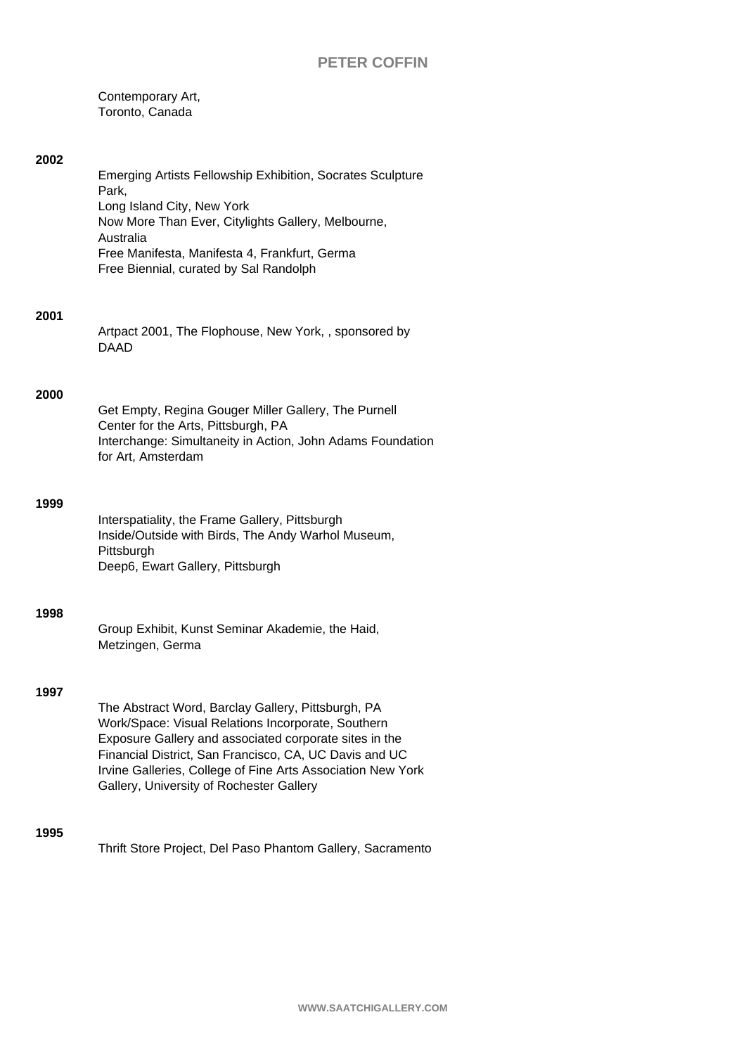Contemporary Art,
Toronto, Canada

**2002**

Emerging Artists Fellowship Exhibition, Socrates Sculpture Park,
Long Island City, New York
Now More Than Ever, Citylights Gallery, Melbourne, Australia
Free Manifesta, Manifesta 4, Frankfurt, Germa
Free Biennial, curated by Sal Randolph

**2001**

Artpact 2001, The Flophouse, New York, , sponsored by DAAD

**2000**

Get Empty, Regina Gouger Miller Gallery, The Purnell Center for the Arts, Pittsburgh, PA
Interchange: Simultaneity in Action, John Adams Foundation for Art, Amsterdam

**1999**

Interspatiality, the Frame Gallery, Pittsburgh
Inside/Outside with Birds, The Andy Warhol Museum, Pittsburgh
Deep6, Ewart Gallery, Pittsburgh

**1998**

Group Exhibit, Kunst Seminar Akademie, the Haid, Metzingen, Germa

**1997**

The Abstract Word, Barclay Gallery, Pittsburgh, PA
Work/Space: Visual Relations Incorporate, Southern Exposure Gallery and associated corporate sites in the Financial District, San Francisco, CA, UC Davis and UC Irvine Galleries, College of Fine Arts Association New York Gallery, University of Rochester Gallery

**1995**

Thrift Store Project, Del Paso Phantom Gallery, Sacramento